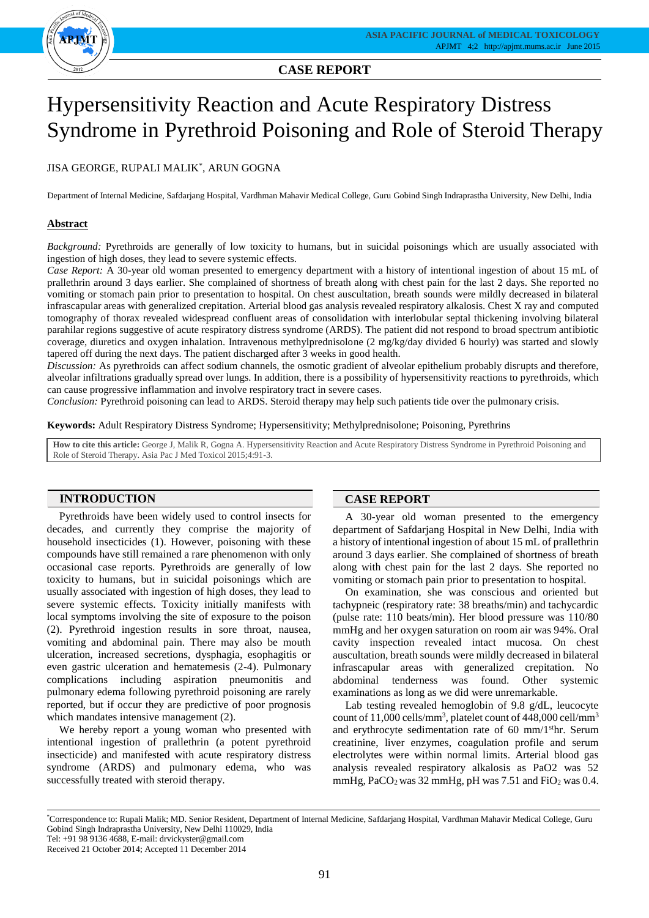CASE REPORT

# Hypersensitivity Reaction and Acute Respiratory Distress Syndrome in Pyrethroid Poisoning and Role of Steroid Therapy

JISA GEORGE, RUPALI MALIK*, ARUN GOGNA

Department of Internal Medicine, Safdarjang Hospital, Vardhman Mahavir Medical College, Guru Gobind Singh Indraprastha University, New Delhi, India

## Abstract

*Background:* Pyrethroids are generally of low toxicity to humans, but in suicidal poisonings which are usually associated with ingestion of high doses, they lead to severe systemic effects.

*Case Report:* A 30-year old woman presented to emergency department with a history of intentional ingestion of about 15 mL of prallethrin around 3 days earlier. She complained of shortness of breath along with chest pain for the last 2 days. She reported no vomiting or stomach pain prior to presentation to hospital. On chest auscultation, breath sounds were mildly decreased in bilateral infrascapular areas with generalized crepitation. Arterial blood gas analysis revealed respiratory alkalosis. Chest X ray and computed tomography of thorax revealed widespread confluent areas of consolidation with interlobular septal thickening involving bilateral parahilar regions suggestive of acute respiratory distress syndrome (ARDS). The patient did not respond to broad spectrum antibiotic coverage, diuretics and oxygen inhalation. Intravenous methylprednisolone (2 mg/kg/day divided 6 hourly) was started and slowly tapered off during the next days. The patient discharged after 3 weeks in good health.

*Discussion:* As pyrethroids can affect sodium channels, the osmotic gradient of alveolar epithelium probably disrupts and therefore, alveolar infiltrations gradually spread over lungs. In addition, there is a possibility of hypersensitivity reactions to pyrethroids, which can cause progressive inflammation and involve respiratory tract in severe cases.

*Conclusion:* Pyrethroid poisoning can lead to ARDS. Steroid therapy may help such patients tide over the pulmonary crisis.

**Keywords:** Adult Respiratory Distress Syndrome; Hypersensitivity; Methylprednisolone; Poisoning, Pyrethrins

**How to cite this article:** George J, Malik R, Gogna A. Hypersensitivity Reaction and Acute Respiratory Distress Syndrome in Pyrethroid Poisoning and Role of Steroid Therapy. Asia Pac J Med Toxicol 2015;4:91-3.

## INTRODUCTION

Pyrethroids have been widely used to control insects for decades, and currently they comprise the majority of household insecticides (1). However, poisoning with these compounds have still remained a rare phenomenon with only occasional case reports. Pyrethroids are generally of low toxicity to humans, but in suicidal poisonings which are usually associated with ingestion of high doses, they lead to severe systemic effects. Toxicity initially manifests with local symptoms involving the site of exposure to the poison (2). Pyrethroid ingestion results in sore throat, nausea, vomiting and abdominal pain. There may also be mouth ulceration, increased secretions, dysphagia, esophagitis or even gastric ulceration and hematemesis (2-4). Pulmonary complications including aspiration pneumonitis and pulmonary edema following pyrethroid poisoning are rarely reported, but if occur they are predictive of poor prognosis which mandates intensive management (2).

We hereby report a young woman who presented with intentional ingestion of prallethrin (a potent pyrethroid insecticide) and manifested with acute respiratory distress syndrome (ARDS) and pulmonary edema, who was successfully treated with steroid therapy.

## CASE REPORT

A 30-year old woman presented to the emergency department of Safdarjang Hospital in New Delhi, India with a history of intentional ingestion of about 15 mL of prallethrin around 3 days earlier. She complained of shortness of breath along with chest pain for the last 2 days. She reported no vomiting or stomach pain prior to presentation to hospital.

On examination, she was conscious and oriented but tachypneic (respiratory rate: 38 breaths/min) and tachycardic (pulse rate: 110 beats/min). Her blood pressure was 110/80 mmHg and her oxygen saturation on room air was 94%. Oral cavity inspection revealed intact mucosa. On chest auscultation, breath sounds were mildly decreased in bilateral infrascapular areas with generalized crepitation. No abdominal tenderness was found. Other systemic examinations as long as we did were unremarkable.

Lab testing revealed hemoglobin of 9.8 g/dL, leucocyte count of 11,000 cells/$mm^3$, platelet count of 448,000 cell/$mm^3$ and erythrocyte sedimentation rate of 60 mm/1$^{st}$hr. Serum creatinine, liver enzymes, coagulation profile and serum electrolytes were within normal limits. Arterial blood gas analysis revealed respiratory alkalosis as $PaO2$ was 52 mmHg, $PaCO_2$ was 32 mmHg, pH was 7.51 and $FiO_2$ was 0.4.

*Correspondence to: Rupali Malik; MD. Senior Resident, Department of Internal Medicine, Safdarjang Hospital, Vardhman Mahavir Medical College, Guru Gobind Singh Indraprastha University, New Delhi 110029, India
Tel: +91 98 9136 4688, E-mail: drvickyster@gmail.com
Received 21 October 2014; Accepted 11 December 2014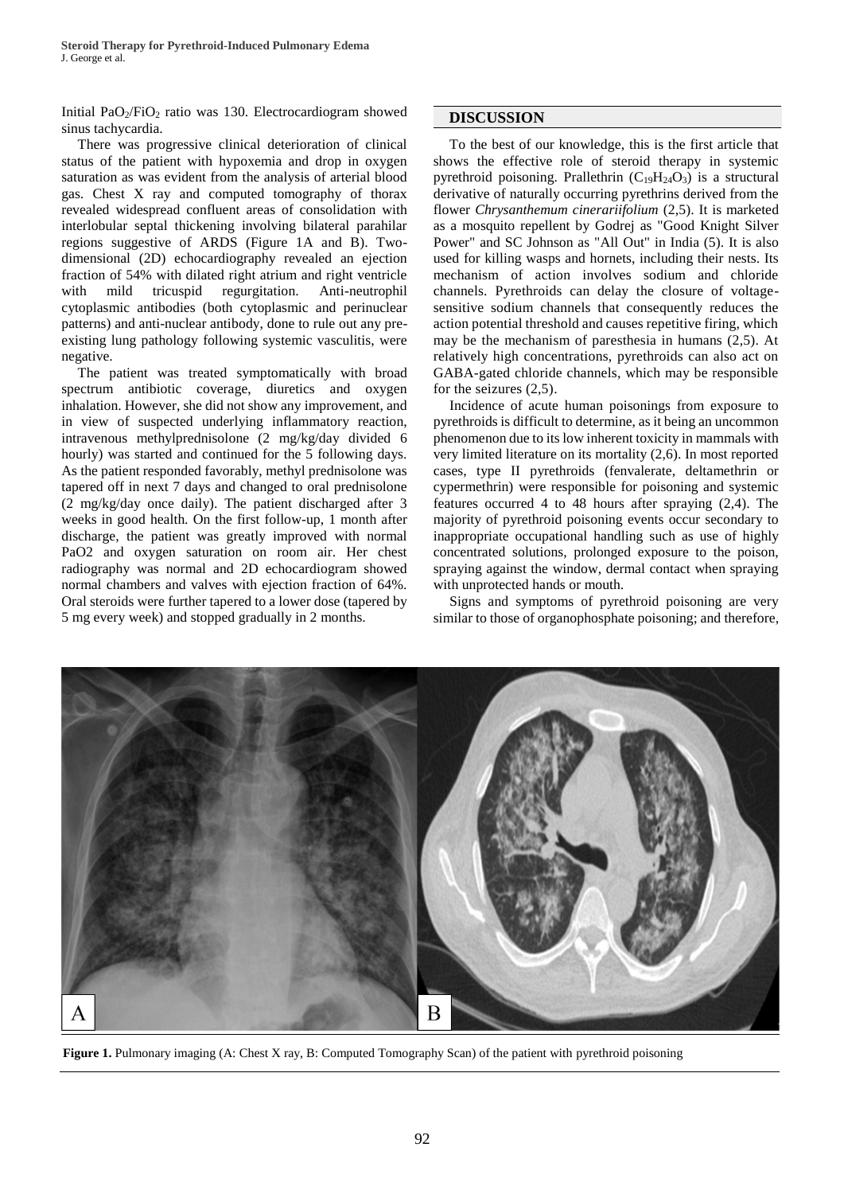Initial $PaO_2/FiO_2$ ratio was 130. Electrocardiogram showed sinus tachycardia.

There was progressive clinical deterioration of clinical status of the patient with hypoxemia and drop in oxygen saturation as was evident from the analysis of arterial blood gas. Chest X ray and computed tomography of thorax revealed widespread confluent areas of consolidation with interlobular septal thickening involving bilateral parahilar regions suggestive of ARDS (Figure 1A and B). Two-dimensional (2D) echocardiography revealed an ejection fraction of 54% with dilated right atrium and right ventricle with mild tricuspid regurgitation. Anti-neutrophil cytoplasmic antibodies (both cytoplasmic and perinuclear patterns) and anti-nuclear antibody, done to rule out any pre-existing lung pathology following systemic vasculitis, were negative.

The patient was treated symptomatically with broad spectrum antibiotic coverage, diuretics and oxygen inhalation. However, she did not show any improvement, and in view of suspected underlying inflammatory reaction, intravenous methylprednisolone (2 mg/kg/day divided 6 hourly) was started and continued for the 5 following days. As the patient responded favorably, methyl prednisolone was tapered off in next 7 days and changed to oral prednisolone (2 mg/kg/day once daily). The patient discharged after 3 weeks in good health. On the first follow-up, 1 month after discharge, the patient was greatly improved with normal PaO2 and oxygen saturation on room air. Her chest radiography was normal and 2D echocardiogram showed normal chambers and valves with ejection fraction of 64%. Oral steroids were further tapered to a lower dose (tapered by 5 mg every week) and stopped gradually in 2 months.

## DISCUSSION

To the best of our knowledge, this is the first article that shows the effective role of steroid therapy in systemic pyrethroid poisoning. Prallethrin ($C_{19}H_{24}O_3$) is a structural derivative of naturally occurring pyrethrins derived from the flower *Chrysanthemum cinerariifolium* (2,5). It is marketed as a mosquito repellent by Godrej as "Good Knight Silver Power" and SC Johnson as "All Out" in India (5). It is also used for killing wasps and hornets, including their nests. Its mechanism of action involves sodium and chloride channels. Pyrethroids can delay the closure of voltage-sensitive sodium channels that consequently reduces the action potential threshold and causes repetitive firing, which may be the mechanism of paresthesia in humans (2,5). At relatively high concentrations, pyrethroids can also act on GABA-gated chloride channels, which may be responsible for the seizures (2,5).

Incidence of acute human poisonings from exposure to pyrethroids is difficult to determine, as it being an uncommon phenomenon due to its low inherent toxicity in mammals with very limited literature on its mortality (2,6). In most reported cases, type II pyrethroids (fenvalerate, deltamethrin or cypermethrin) were responsible for poisoning and systemic features occurred 4 to 48 hours after spraying (2,4). The majority of pyrethroid poisoning events occur secondary to inappropriate occupational handling such as use of highly concentrated solutions, prolonged exposure to the poison, spraying against the window, dermal contact when spraying with unprotected hands or mouth.

Signs and symptoms of pyrethroid poisoning are very similar to those of organophosphate poisoning; and therefore,

**Figure 1.** Pulmonary imaging (A: Chest X ray, B: Computed Tomography Scan) of the patient with pyrethroid poisoning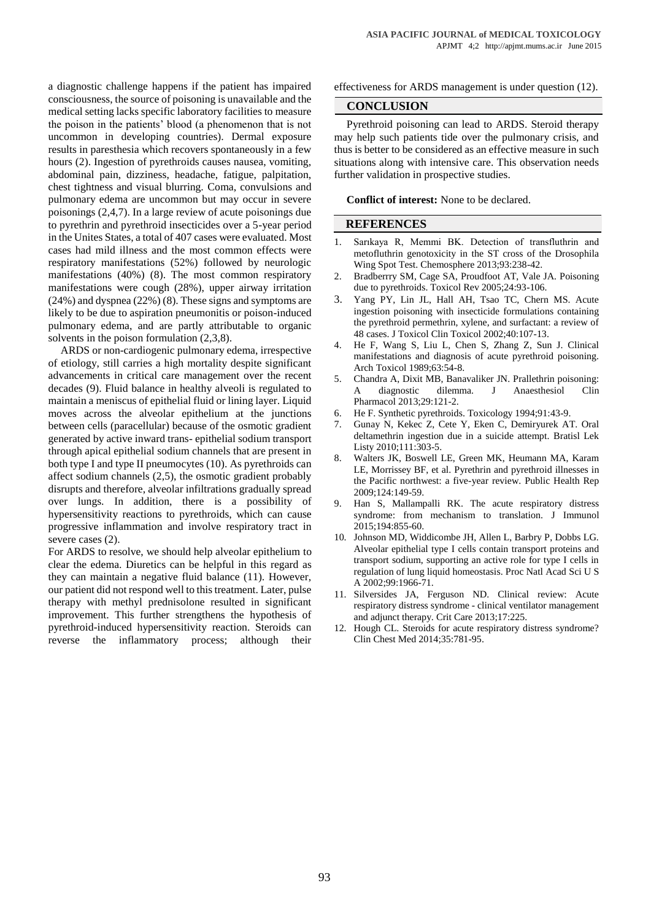a diagnostic challenge happens if the patient has impaired consciousness, the source of poisoning is unavailable and the medical setting lacks specific laboratory facilities to measure the poison in the patients' blood (a phenomenon that is not uncommon in developing countries). Dermal exposure results in paresthesia which recovers spontaneously in a few hours (2). Ingestion of pyrethroids causes nausea, vomiting, abdominal pain, dizziness, headache, fatigue, palpitation, chest tightness and visual blurring. Coma, convulsions and pulmonary edema are uncommon but may occur in severe poisonings (2,4,7). In a large review of acute poisonings due to pyrethrin and pyrethroid insecticides over a 5-year period in the Unites States, a total of 407 cases were evaluated. Most cases had mild illness and the most common effects were respiratory manifestations (52%) followed by neurologic manifestations (40%) (8). The most common respiratory manifestations were cough (28%), upper airway irritation (24%) and dyspnea (22%) (8). These signs and symptoms are likely to be due to aspiration pneumonitis or poison-induced pulmonary edema, and are partly attributable to organic solvents in the poison formulation (2,3,8).

ARDS or non-cardiogenic pulmonary edema, irrespective of etiology, still carries a high mortality despite significant advancements in critical care management over the recent decades (9). Fluid balance in healthy alveoli is regulated to maintain a meniscus of epithelial fluid or lining layer. Liquid moves across the alveolar epithelium at the junctions between cells (paracellular) because of the osmotic gradient generated by active inward trans- epithelial sodium transport through apical epithelial sodium channels that are present in both type I and type II pneumocytes (10). As pyrethroids can affect sodium channels (2,5), the osmotic gradient probably disrupts and therefore, alveolar infiltrations gradually spread over lungs. In addition, there is a possibility of hypersensitivity reactions to pyrethroids, which can cause progressive inflammation and involve respiratory tract in severe cases (2).

For ARDS to resolve, we should help alveolar epithelium to clear the edema. Diuretics can be helpful in this regard as they can maintain a negative fluid balance (11). However, our patient did not respond well to this treatment. Later, pulse therapy with methyl prednisolone resulted in significant improvement. This further strengthens the hypothesis of pyrethroid-induced hypersensitivity reaction. Steroids can reverse the inflammatory process; although their effectiveness for ARDS management is under question (12).

## CONCLUSION

Pyrethroid poisoning can lead to ARDS. Steroid therapy may help such patients tide over the pulmonary crisis, and thus is better to be considered as an effective measure in such situations along with intensive care. This observation needs further validation in prospective studies.

**Conflict of interest:** None to be declared.

## REFERENCES

1. Sarıkaya R, Memmi BK. Detection of transfluthrin and metofluthrin genotoxicity in the ST cross of the Drosophila Wing Spot Test. Chemosphere 2013;93:238-42.
2. Bradberrry SM, Cage SA, Proudfoot AT, Vale JA. Poisoning due to pyrethroids. Toxicol Rev 2005;24:93-106.
3. Yang PY, Lin JL, Hall AH, Tsao TC, Chern MS. Acute ingestion poisoning with insecticide formulations containing the pyrethroid permethrin, xylene, and surfactant: a review of 48 cases. J Toxicol Clin Toxicol 2002;40:107-13.
4. He F, Wang S, Liu L, Chen S, Zhang Z, Sun J. Clinical manifestations and diagnosis of acute pyrethroid poisoning. Arch Toxicol 1989;63:54-8.
5. Chandra A, Dixit MB, Banavaliker JN. Prallethrin poisoning: A diagnostic dilemma. J Anaesthesiol Clin Pharmacol 2013;29:121-2.
6. He F. Synthetic pyrethroids. Toxicology 1994;91:43-9.
7. Gunay N, Kekec Z, Cete Y, Eken C, Demiryurek AT. Oral deltamethrin ingestion due in a suicide attempt. Bratisl Lek Listy 2010;111:303-5.
8. Walters JK, Boswell LE, Green MK, Heumann MA, Karam LE, Morrissey BF, et al. Pyrethrin and pyrethroid illnesses in the Pacific northwest: a five-year review. Public Health Rep 2009;124:149-59.
9. Han S, Mallampalli RK. The acute respiratory distress syndrome: from mechanism to translation. J Immunol 2015;194:855-60.
10. Johnson MD, Widdicombe JH, Allen L, Barbry P, Dobbs LG. Alveolar epithelial type I cells contain transport proteins and transport sodium, supporting an active role for type I cells in regulation of lung liquid homeostasis. Proc Natl Acad Sci U S A 2002;99:1966-71.
11. Silversides JA, Ferguson ND. Clinical review: Acute respiratory distress syndrome - clinical ventilator management and adjunct therapy. Crit Care 2013;17:225.
12. Hough CL. Steroids for acute respiratory distress syndrome? Clin Chest Med 2014;35:781-95.